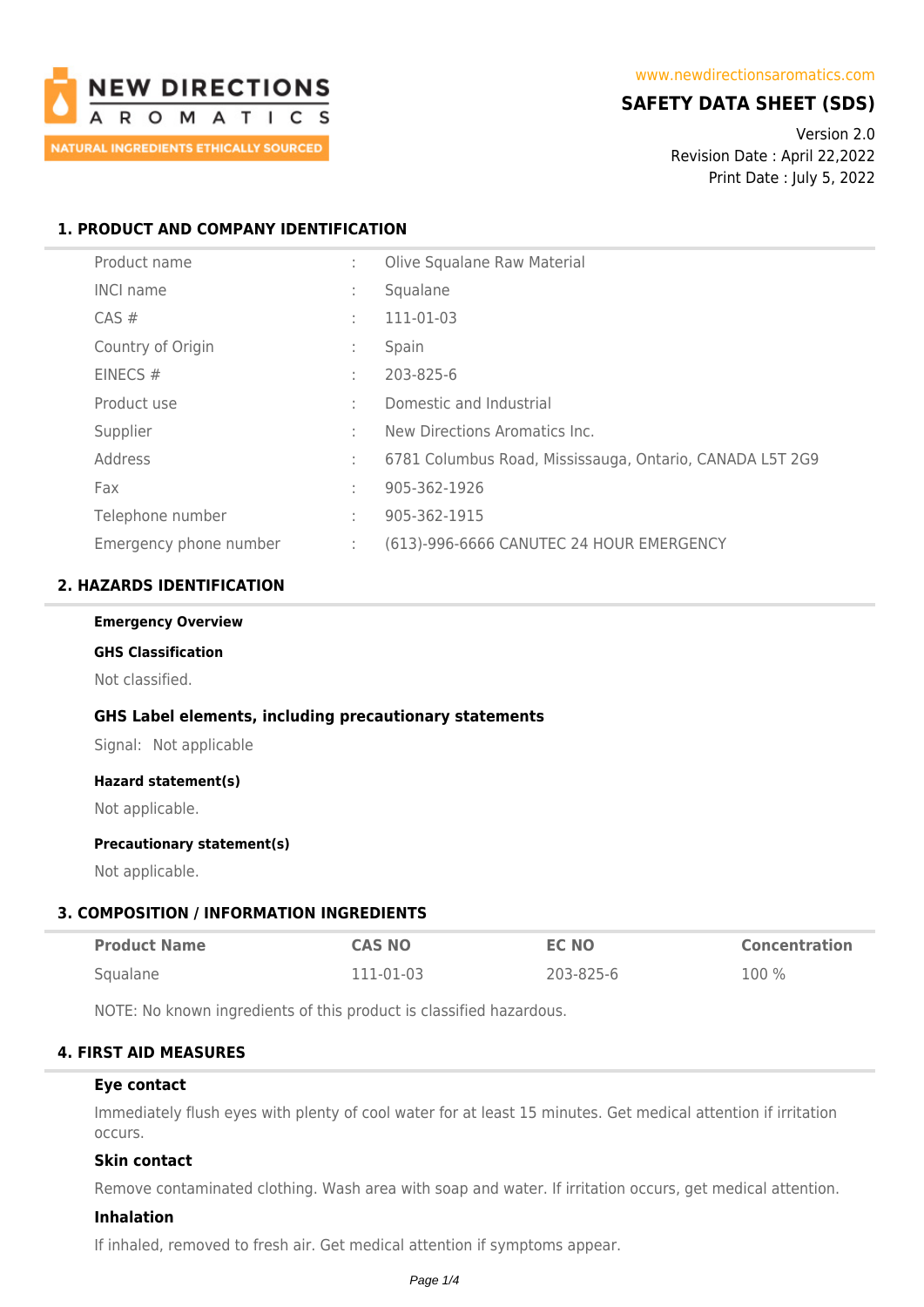NEW DIRECTIONS AROMATICS

NATURAL INGREDIENTS ETHICALLY SOURCED

www.newdirectionsaromatics.com

# SAFETY DATA SHEET (SDS)

Version 2.0
Revision Date : April 22,2022
Print Date : July 5, 2022

## 1. PRODUCT AND COMPANY IDENTIFICATION

| | | |
|---|---|---|
| Product name | : | Olive Squalane Raw Material |
| INCI name | : | Squalane |
| CAS # | : | 111-01-03 |
| Country of Origin | : | Spain |
| EINECS # | : | 203-825-6 |
| Product use | : | Domestic and Industrial |
| Supplier | : | New Directions Aromatics Inc. |
| Address | : | 6781 Columbus Road, Mississauga, Ontario, CANADA L5T 2G9 |
| Fax | : | 905-362-1926 |
| Telephone number | : | 905-362-1915 |
| Emergency phone number | : | (613)-996-6666 CANUTEC 24 HOUR EMERGENCY |

## 2. HAZARDS IDENTIFICATION

**Emergency Overview**

**GHS Classification**

Not classified.

### GHS Label elements, including precautionary statements

Signal: Not applicable

**Hazard statement(s)**

Not applicable.

**Precautionary statement(s)**

Not applicable.

## 3. COMPOSITION / INFORMATION INGREDIENTS

| Product Name | CAS NO | EC NO | Concentration |
|---|---|---|---|
| Squalane | 111-01-03 | 203-825-6 | 100 % |

NOTE: No known ingredients of this product is classified hazardous.

## 4. FIRST AID MEASURES

### Eye contact

Immediately flush eyes with plenty of cool water for at least 15 minutes. Get medical attention if irritation occurs.

### Skin contact

Remove contaminated clothing. Wash area with soap and water. If irritation occurs, get medical attention.

### Inhalation

If inhaled, removed to fresh air. Get medical attention if symptoms appear.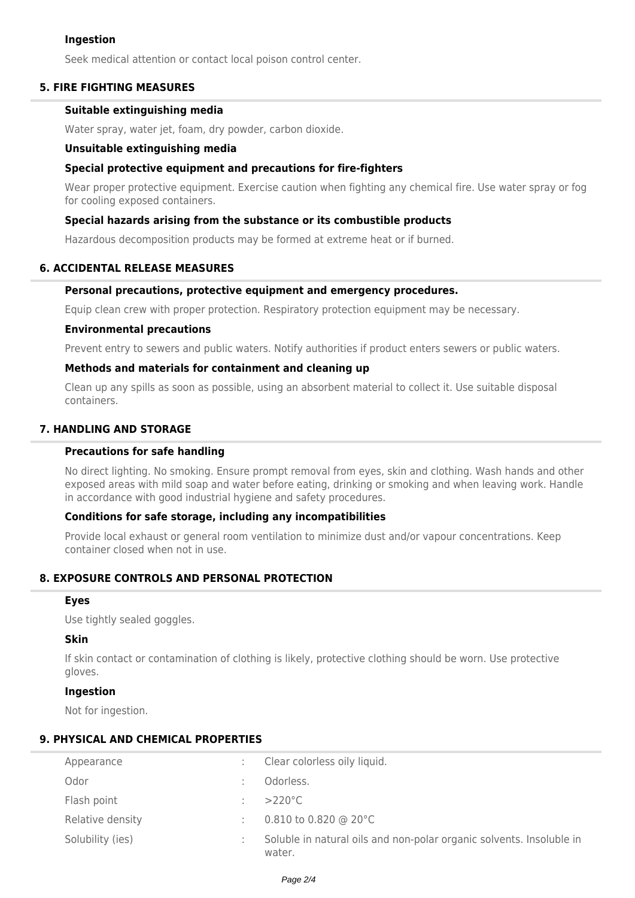### Ingestion

Seek medical attention or contact local poison control center.

## 5. FIRE FIGHTING MEASURES

### Suitable extinguishing media

Water spray, water jet, foam, dry powder, carbon dioxide.

### Unsuitable extinguishing media

### Special protective equipment and precautions for fire-fighters

Wear proper protective equipment. Exercise caution when fighting any chemical fire. Use water spray or fog for cooling exposed containers.

### Special hazards arising from the substance or its combustible products

Hazardous decomposition products may be formed at extreme heat or if burned.

## 6. ACCIDENTAL RELEASE MEASURES

### Personal precautions, protective equipment and emergency procedures.

Equip clean crew with proper protection. Respiratory protection equipment may be necessary.

### Environmental precautions

Prevent entry to sewers and public waters. Notify authorities if product enters sewers or public waters.

### Methods and materials for containment and cleaning up

Clean up any spills as soon as possible, using an absorbent material to collect it. Use suitable disposal containers.

## 7. HANDLING AND STORAGE

### Precautions for safe handling

No direct lighting. No smoking. Ensure prompt removal from eyes, skin and clothing. Wash hands and other exposed areas with mild soap and water before eating, drinking or smoking and when leaving work. Handle in accordance with good industrial hygiene and safety procedures.

### Conditions for safe storage, including any incompatibilities

Provide local exhaust or general room ventilation to minimize dust and/or vapour concentrations. Keep container closed when not in use.

## 8. EXPOSURE CONTROLS AND PERSONAL PROTECTION

### Eyes

Use tightly sealed goggles.

### Skin

If skin contact or contamination of clothing is likely, protective clothing should be worn. Use protective gloves.

### Ingestion

Not for ingestion.

## 9. PHYSICAL AND CHEMICAL PROPERTIES

| Property | | Value |
|---|---|---|
| Appearance | : | Clear colorless oily liquid. |
| Odor | : | Odorless. |
| Flash point | : | >220°C |
| Relative density | : | 0.810 to 0.820 @ 20°C |
| Solubility (ies) | : | Soluble in natural oils and non-polar organic solvents. Insoluble in water. |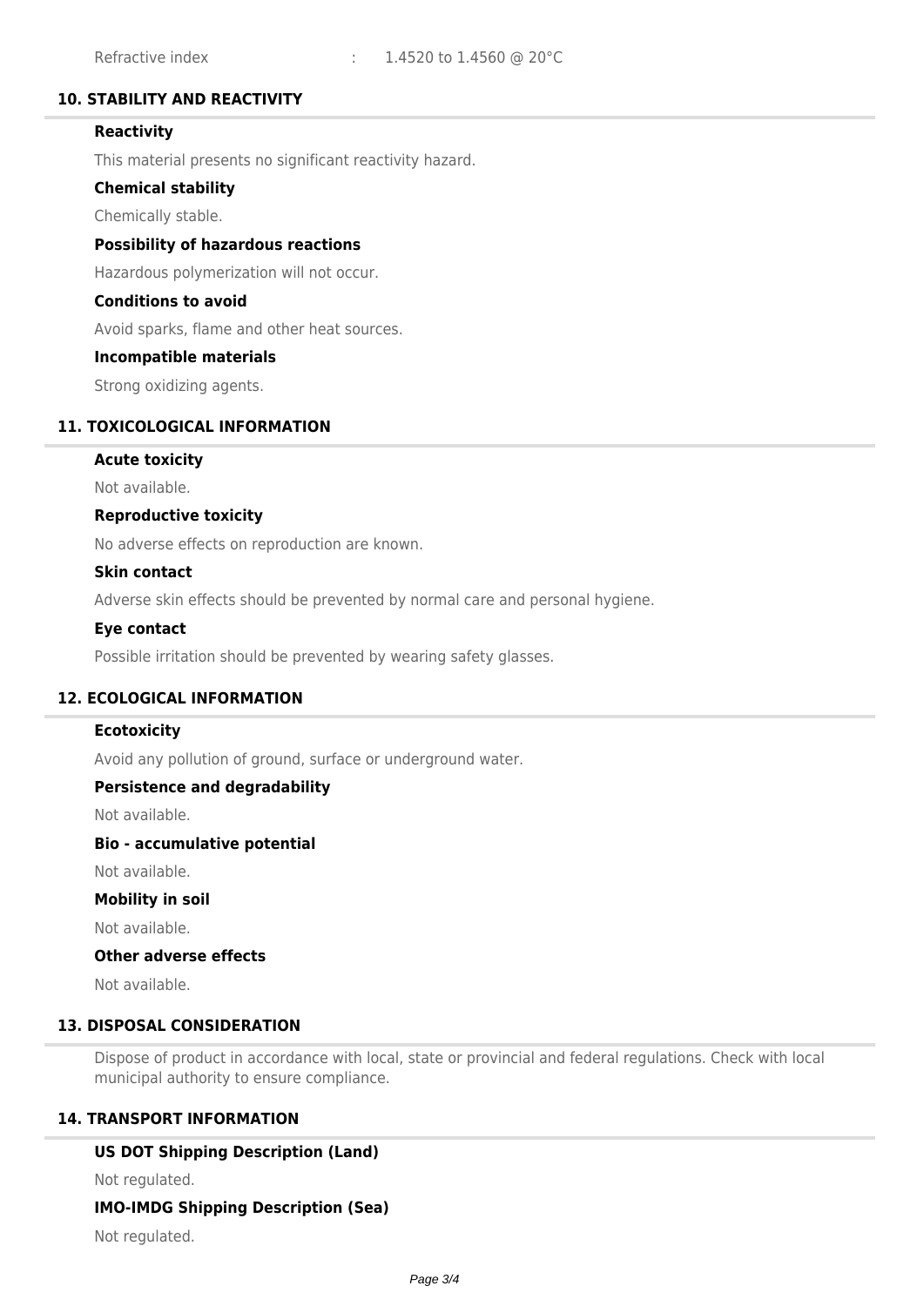| | | |
|---|---|---|
| Refractive index | : | 1.4520 to 1.4560 @ 20°C |

## 10. STABILITY AND REACTIVITY

### Reactivity

This material presents no significant reactivity hazard.

### Chemical stability

Chemically stable.

### Possibility of hazardous reactions

Hazardous polymerization will not occur.

### Conditions to avoid

Avoid sparks, flame and other heat sources.

### Incompatible materials

Strong oxidizing agents.

## 11. TOXICOLOGICAL INFORMATION

### Acute toxicity

Not available.

### Reproductive toxicity

No adverse effects on reproduction are known.

### Skin contact

Adverse skin effects should be prevented by normal care and personal hygiene.

### Eye contact

Possible irritation should be prevented by wearing safety glasses.

## 12. ECOLOGICAL INFORMATION

### Ecotoxicity

Avoid any pollution of ground, surface or underground water.

### Persistence and degradability

Not available.

### Bio - accumulative potential

Not available.

### Mobility in soil

Not available.

### Other adverse effects

Not available.

## 13. DISPOSAL CONSIDERATION

Dispose of product in accordance with local, state or provincial and federal regulations. Check with local municipal authority to ensure compliance.

## 14. TRANSPORT INFORMATION

### US DOT Shipping Description (Land)

Not regulated.

### IMO-IMDG Shipping Description (Sea)

Not regulated.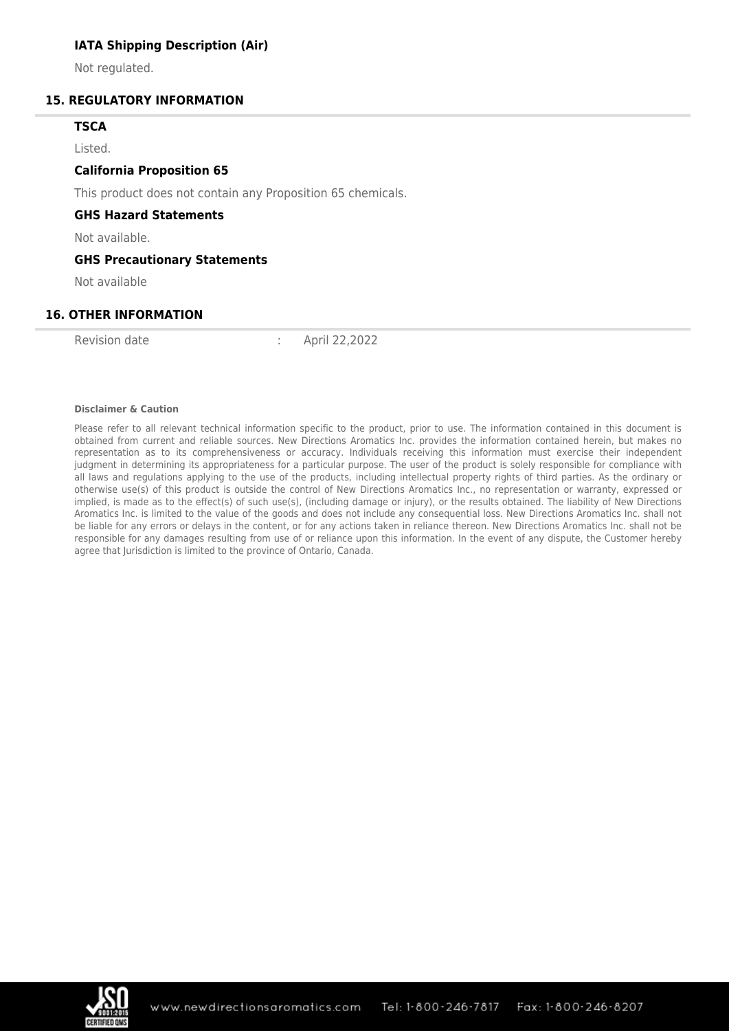### IATA Shipping Description (Air)

Not regulated.

## 15. REGULATORY INFORMATION

### TSCA

Listed.

### California Proposition 65

This product does not contain any Proposition 65 chemicals.

### GHS Hazard Statements

Not available.

### GHS Precautionary Statements

Not available

## 16. OTHER INFORMATION

Revision date : April 22,2022

**Disclaimer & Caution**

Please refer to all relevant technical information specific to the product, prior to use. The information contained in this document is obtained from current and reliable sources. New Directions Aromatics Inc. provides the information contained herein, but makes no representation as to its comprehensiveness or accuracy. Individuals receiving this information must exercise their independent judgment in determining its appropriateness for a particular purpose. The user of the product is solely responsible for compliance with all laws and regulations applying to the use of the products, including intellectual property rights of third parties. As the ordinary or otherwise use(s) of this product is outside the control of New Directions Aromatics Inc., no representation or warranty, expressed or implied, is made as to the effect(s) of such use(s), (including damage or injury), or the results obtained. The liability of New Directions Aromatics Inc. is limited to the value of the goods and does not include any consequential loss. New Directions Aromatics Inc. shall not be liable for any errors or delays in the content, or for any actions taken in reliance thereon. New Directions Aromatics Inc. shall not be responsible for any damages resulting from use of or reliance upon this information. In the event of any dispute, the Customer hereby agree that Jurisdiction is limited to the province of Ontario, Canada.